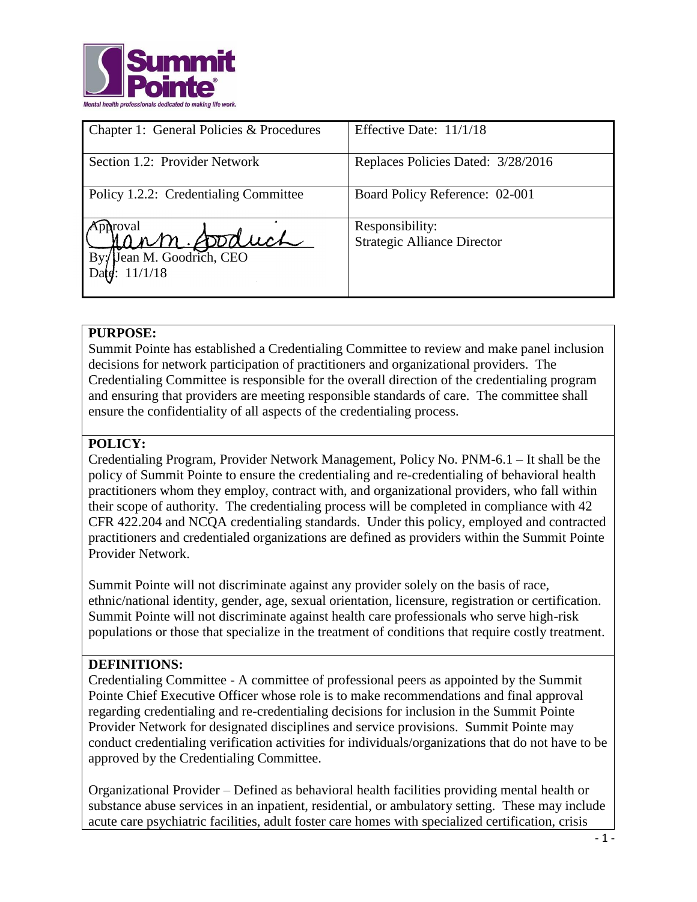| Chapter 1: General Policies & Procedures | Effective Date: 11/1/18 |
|---|---|
| Section 1.2: Provider Network | Replaces Policies Dated: 3/28/2016 |
| Policy 1.2.2: Credentialing Committee | Board Policy Reference: 02-001 |
| Approval<br>By: Jean M. Goodrich, CEO<br>Date: 11/1/18 | Responsibility:<br>Strategic Alliance Director |

## PURPOSE:

Summit Pointe has established a Credentialing Committee to review and make panel inclusion decisions for network participation of practitioners and organizational providers. The Credentialing Committee is responsible for the overall direction of the credentialing program and ensuring that providers are meeting responsible standards of care. The committee shall ensure the confidentiality of all aspects of the credentialing process.

## POLICY:

Credentialing Program, Provider Network Management, Policy No. PNM-6.1 – It shall be the policy of Summit Pointe to ensure the credentialing and re-credentialing of behavioral health practitioners whom they employ, contract with, and organizational providers, who fall within their scope of authority. The credentialing process will be completed in compliance with 42 CFR 422.204 and NCQA credentialing standards. Under this policy, employed and contracted practitioners and credentialed organizations are defined as providers within the Summit Pointe Provider Network.

Summit Pointe will not discriminate against any provider solely on the basis of race, ethnic/national identity, gender, age, sexual orientation, licensure, registration or certification. Summit Pointe will not discriminate against health care professionals who serve high-risk populations or those that specialize in the treatment of conditions that require costly treatment.

## DEFINITIONS:

Credentialing Committee - A committee of professional peers as appointed by the Summit Pointe Chief Executive Officer whose role is to make recommendations and final approval regarding credentialing and re-credentialing decisions for inclusion in the Summit Pointe Provider Network for designated disciplines and service provisions. Summit Pointe may conduct credentialing verification activities for individuals/organizations that do not have to be approved by the Credentialing Committee.

Organizational Provider – Defined as behavioral health facilities providing mental health or substance abuse services in an inpatient, residential, or ambulatory setting. These may include acute care psychiatric facilities, adult foster care homes with specialized certification, crisis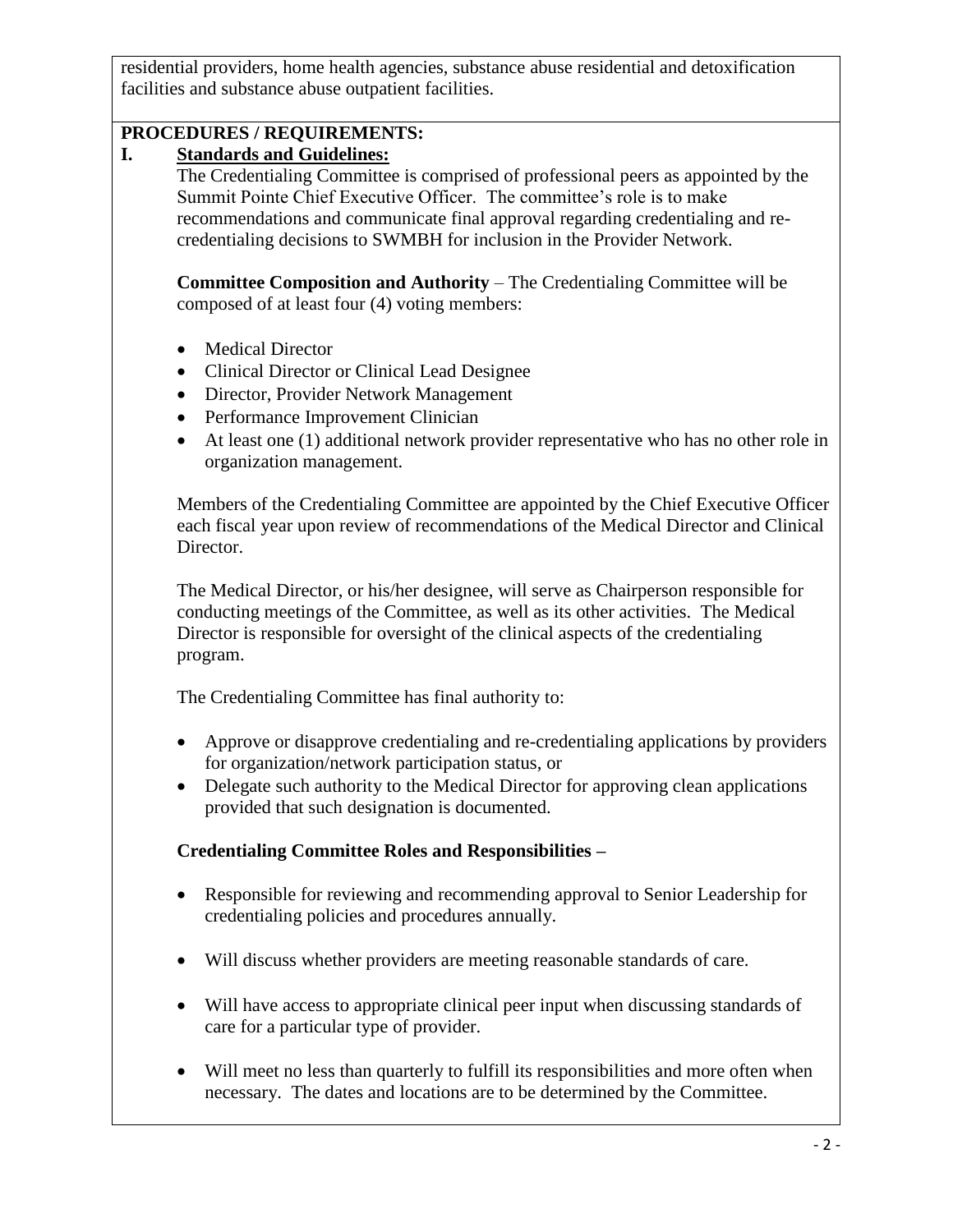residential providers, home health agencies, substance abuse residential and detoxification facilities and substance abuse outpatient facilities.

**PROCEDURES / REQUIREMENTS:**

**I. Standards and Guidelines:**

The Credentialing Committee is comprised of professional peers as appointed by the Summit Pointe Chief Executive Officer. The committee's role is to make recommendations and communicate final approval regarding credentialing and re-credentialing decisions to SWMBH for inclusion in the Provider Network.

**Committee Composition and Authority** – The Credentialing Committee will be composed of at least four (4) voting members:

- Medical Director
- Clinical Director or Clinical Lead Designee
- Director, Provider Network Management
- Performance Improvement Clinician
- At least one (1) additional network provider representative who has no other role in organization management.

Members of the Credentialing Committee are appointed by the Chief Executive Officer each fiscal year upon review of recommendations of the Medical Director and Clinical Director.

The Medical Director, or his/her designee, will serve as Chairperson responsible for conducting meetings of the Committee, as well as its other activities. The Medical Director is responsible for oversight of the clinical aspects of the credentialing program.

The Credentialing Committee has final authority to:

- Approve or disapprove credentialing and re-credentialing applications by providers for organization/network participation status, or
- Delegate such authority to the Medical Director for approving clean applications provided that such designation is documented.

**Credentialing Committee Roles and Responsibilities –**

- Responsible for reviewing and recommending approval to Senior Leadership for credentialing policies and procedures annually.
- Will discuss whether providers are meeting reasonable standards of care.
- Will have access to appropriate clinical peer input when discussing standards of care for a particular type of provider.
- Will meet no less than quarterly to fulfill its responsibilities and more often when necessary. The dates and locations are to be determined by the Committee.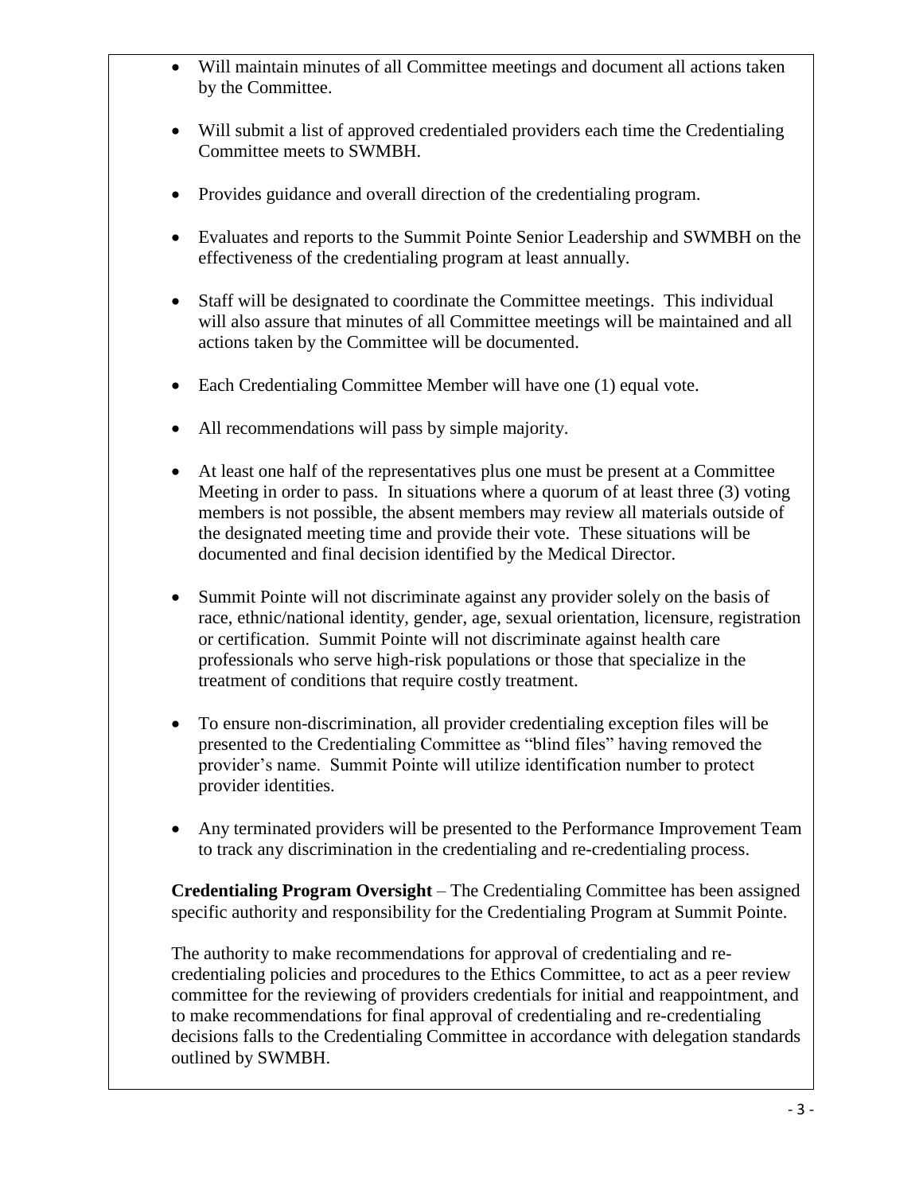- Will maintain minutes of all Committee meetings and document all actions taken by the Committee.

- Will submit a list of approved credentialed providers each time the Credentialing Committee meets to SWMBH.

- Provides guidance and overall direction of the credentialing program.

- Evaluates and reports to the Summit Pointe Senior Leadership and SWMBH on the effectiveness of the credentialing program at least annually.

- Staff will be designated to coordinate the Committee meetings. This individual will also assure that minutes of all Committee meetings will be maintained and all actions taken by the Committee will be documented.

- Each Credentialing Committee Member will have one (1) equal vote.

- All recommendations will pass by simple majority.

- At least one half of the representatives plus one must be present at a Committee Meeting in order to pass. In situations where a quorum of at least three (3) voting members is not possible, the absent members may review all materials outside of the designated meeting time and provide their vote. These situations will be documented and final decision identified by the Medical Director.

- Summit Pointe will not discriminate against any provider solely on the basis of race, ethnic/national identity, gender, age, sexual orientation, licensure, registration or certification. Summit Pointe will not discriminate against health care professionals who serve high-risk populations or those that specialize in the treatment of conditions that require costly treatment.

- To ensure non-discrimination, all provider credentialing exception files will be presented to the Credentialing Committee as "blind files" having removed the provider's name. Summit Pointe will utilize identification number to protect provider identities.

- Any terminated providers will be presented to the Performance Improvement Team to track any discrimination in the credentialing and re-credentialing process.

**Credentialing Program Oversight** – The Credentialing Committee has been assigned specific authority and responsibility for the Credentialing Program at Summit Pointe.

The authority to make recommendations for approval of credentialing and re-credentialing policies and procedures to the Ethics Committee, to act as a peer review committee for the reviewing of providers credentials for initial and reappointment, and to make recommendations for final approval of credentialing and re-credentialing decisions falls to the Credentialing Committee in accordance with delegation standards outlined by SWMBH.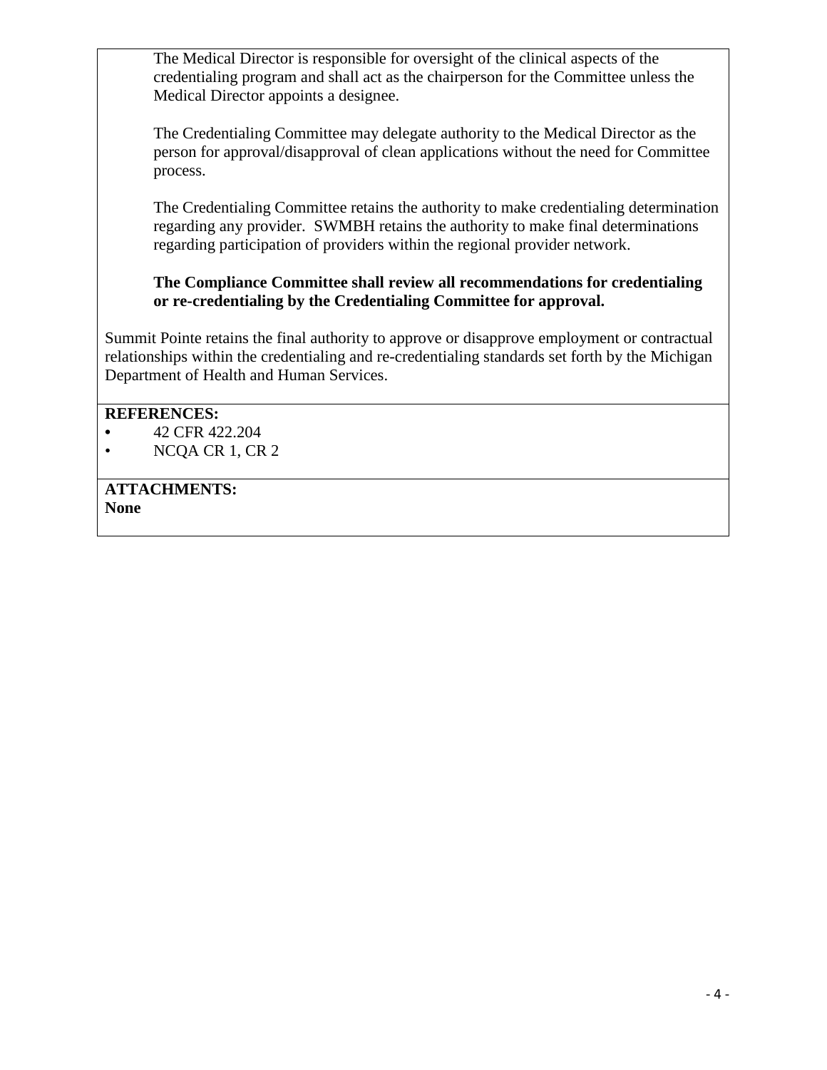The Medical Director is responsible for oversight of the clinical aspects of the credentialing program and shall act as the chairperson for the Committee unless the Medical Director appoints a designee.

The Credentialing Committee may delegate authority to the Medical Director as the person for approval/disapproval of clean applications without the need for Committee process.

The Credentialing Committee retains the authority to make credentialing determination regarding any provider. SWMBH retains the authority to make final determinations regarding participation of providers within the regional provider network.

**The Compliance Committee shall review all recommendations for credentialing or re-credentialing by the Credentialing Committee for approval.**

Summit Pointe retains the final authority to approve or disapprove employment or contractual relationships within the credentialing and re-credentialing standards set forth by the Michigan Department of Health and Human Services.

**REFERENCES:**

- 42 CFR 422.204
- NCQA CR 1, CR 2

**ATTACHMENTS:**
**None**